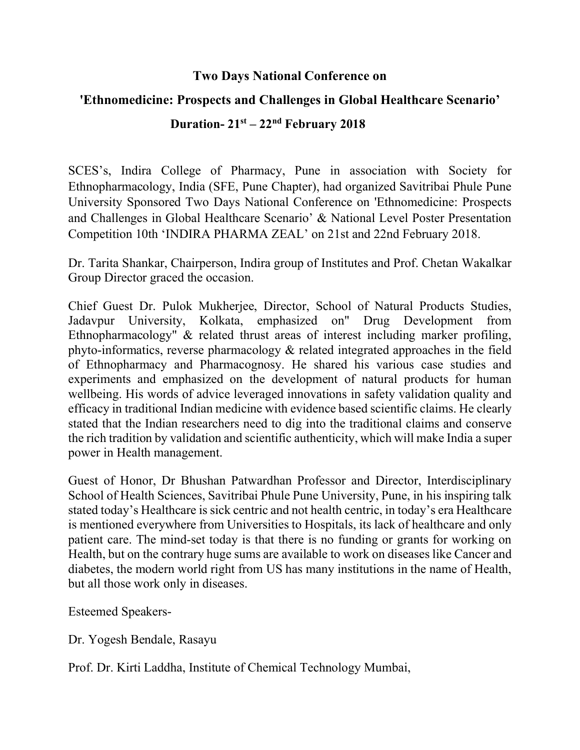# Two Days National Conference on

## 'Ethnomedicine: Prospects and Challenges in Global Healthcare Scenario'

### Duration- 21st – 22nd February 2018

SCES's, Indira College of Pharmacy, Pune in association with Society for Ethnopharmacology, India (SFE, Pune Chapter), had organized Savitribai Phule Pune University Sponsored Two Days National Conference on 'Ethnomedicine: Prospects and Challenges in Global Healthcare Scenario' & National Level Poster Presentation Competition 10th 'INDIRA PHARMA ZEAL' on 21st and 22nd February 2018.

Dr. Tarita Shankar, Chairperson, Indira group of Institutes and Prof. Chetan Wakalkar Group Director graced the occasion.

Chief Guest Dr. Pulok Mukherjee, Director, School of Natural Products Studies, Jadavpur University, Kolkata, emphasized on" Drug Development from Ethnopharmacology" & related thrust areas of interest including marker profiling, phyto-informatics, reverse pharmacology & related integrated approaches in the field of Ethnopharmacy and Pharmacognosy. He shared his various case studies and experiments and emphasized on the development of natural products for human wellbeing. His words of advice leveraged innovations in safety validation quality and efficacy in traditional Indian medicine with evidence based scientific claims. He clearly stated that the Indian researchers need to dig into the traditional claims and conserve the rich tradition by validation and scientific authenticity, which will make India a super power in Health management.

Guest of Honor, Dr Bhushan Patwardhan Professor and Director, Interdisciplinary School of Health Sciences, Savitribai Phule Pune University, Pune, in his inspiring talk stated today's Healthcare is sick centric and not health centric, in today's era Healthcare is mentioned everywhere from Universities to Hospitals, its lack of healthcare and only patient care. The mind-set today is that there is no funding or grants for working on Health, but on the contrary huge sums are available to work on diseases like Cancer and diabetes, the modern world right from US has many institutions in the name of Health, but all those work only in diseases.

Esteemed Speakers-

Dr. Yogesh Bendale, Rasayu

Prof. Dr. Kirti Laddha, Institute of Chemical Technology Mumbai,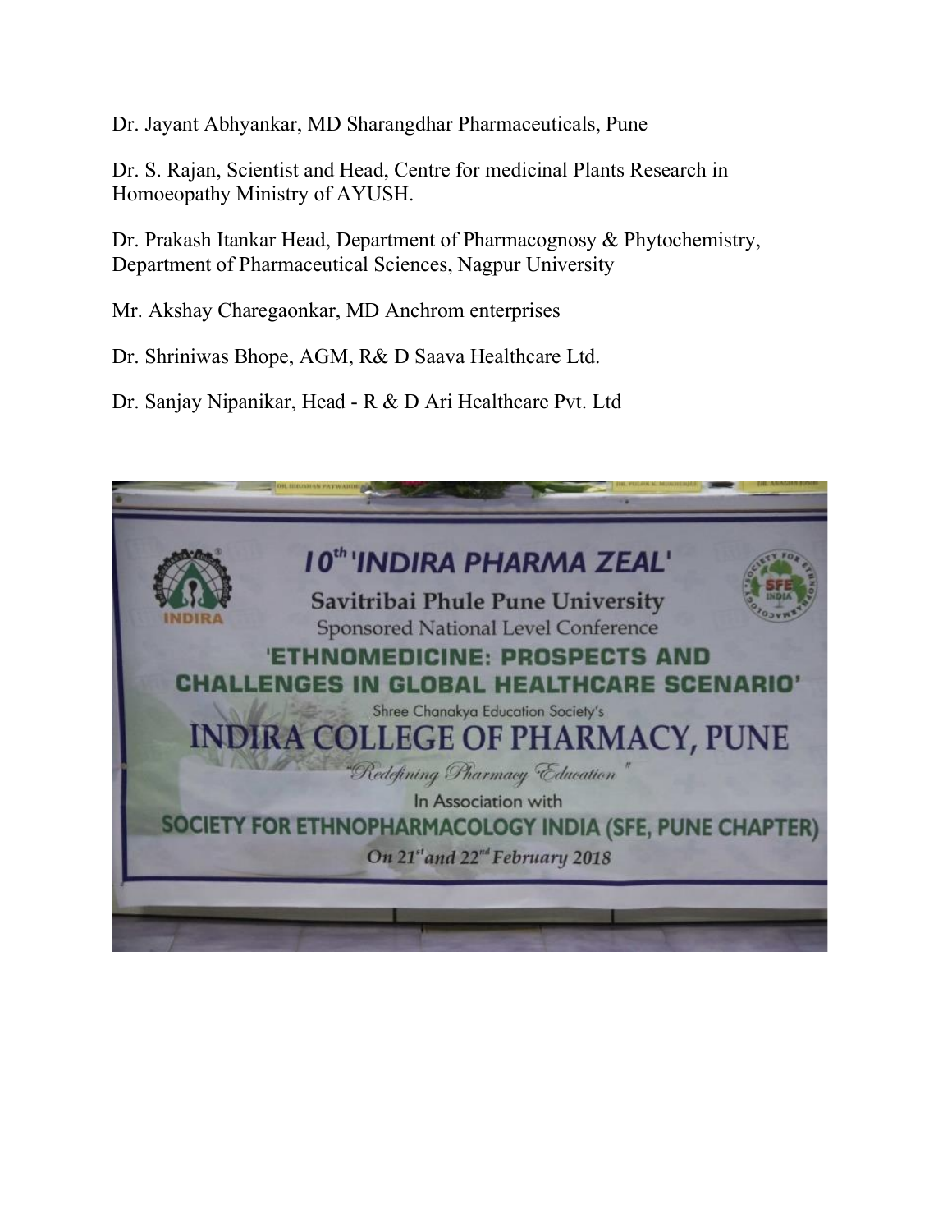Dr. Jayant Abhyankar, MD Sharangdhar Pharmaceuticals, Pune

Dr. S. Rajan, Scientist and Head, Centre for medicinal Plants Research in Homoeopathy Ministry of AYUSH.

Dr. Prakash Itankar Head, Department of Pharmacognosy & Phytochemistry, Department of Pharmaceutical Sciences, Nagpur University

Mr. Akshay Charegaonkar, MD Anchrom enterprises

Dr. Shriniwas Bhope, AGM, R& D Saava Healthcare Ltd.

Dr. Sanjay Nipanikar, Head - R & D Ari Healthcare Pvt. Ltd